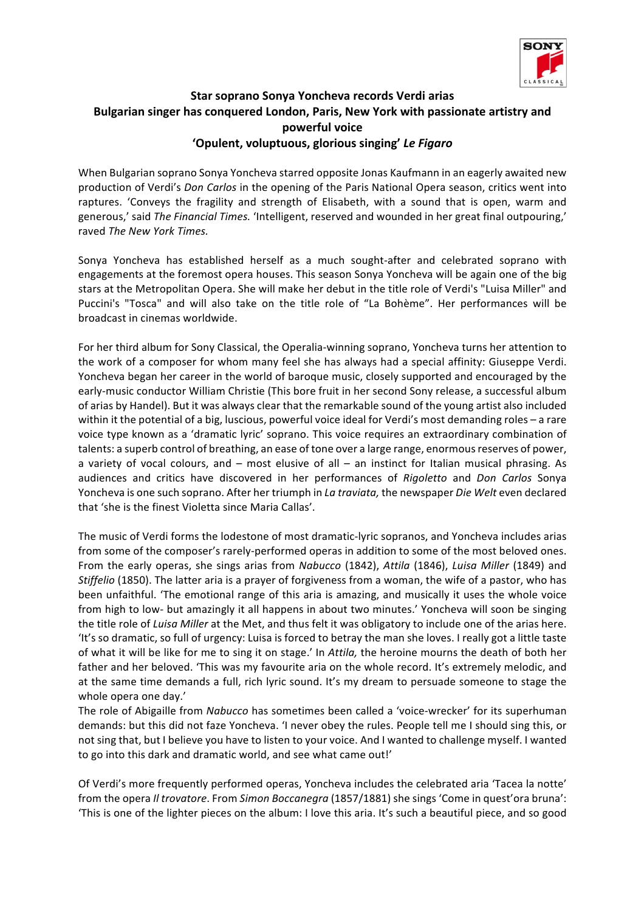**Star soprano Sonya Yoncheva records Verdi arias**
**Bulgarian singer has conquered London, Paris, New York with passionate artistry and powerful voice**
**'Opulent, voluptuous, glorious singing'** ***Le Figaro***

When Bulgarian soprano Sonya Yoncheva starred opposite Jonas Kaufmann in an eagerly awaited new production of Verdi's *Don Carlos* in the opening of the Paris National Opera season, critics went into raptures. 'Conveys the fragility and strength of Elisabeth, with a sound that is open, warm and generous,' said *The Financial Times.* 'Intelligent, reserved and wounded in her great final outpouring,' raved *The New York Times.*

Sonya Yoncheva has established herself as a much sought-after and celebrated soprano with engagements at the foremost opera houses. This season Sonya Yoncheva will be again one of the big stars at the Metropolitan Opera. She will make her debut in the title role of Verdi's "Luisa Miller" and Puccini's "Tosca" and will also take on the title role of "La Bohème". Her performances will be broadcast in cinemas worldwide.

For her third album for Sony Classical, the Operalia-winning soprano, Yoncheva turns her attention to the work of a composer for whom many feel she has always had a special affinity: Giuseppe Verdi. Yoncheva began her career in the world of baroque music, closely supported and encouraged by the early-music conductor William Christie (This bore fruit in her second Sony release, a successful album of arias by Handel). But it was always clear that the remarkable sound of the young artist also included within it the potential of a big, luscious, powerful voice ideal for Verdi's most demanding roles – a rare voice type known as a 'dramatic lyric' soprano. This voice requires an extraordinary combination of talents: a superb control of breathing, an ease of tone over a large range, enormous reserves of power, a variety of vocal colours, and – most elusive of all – an instinct for Italian musical phrasing. As audiences and critics have discovered in her performances of *Rigoletto* and *Don Carlos* Sonya Yoncheva is one such soprano. After her triumph in *La traviata,* the newspaper *Die Welt* even declared that 'she is the finest Violetta since Maria Callas'.

The music of Verdi forms the lodestone of most dramatic-lyric sopranos, and Yoncheva includes arias from some of the composer's rarely-performed operas in addition to some of the most beloved ones. From the early operas, she sings arias from *Nabucco* (1842), *Attila* (1846), *Luisa Miller* (1849) and *Stiffelio* (1850). The latter aria is a prayer of forgiveness from a woman, the wife of a pastor, who has been unfaithful. 'The emotional range of this aria is amazing, and musically it uses the whole voice from high to low- but amazingly it all happens in about two minutes.' Yoncheva will soon be singing the title role of *Luisa Miller* at the Met, and thus felt it was obligatory to include one of the arias here. 'It's so dramatic, so full of urgency: Luisa is forced to betray the man she loves. I really got a little taste of what it will be like for me to sing it on stage.' In *Attila,* the heroine mourns the death of both her father and her beloved. 'This was my favourite aria on the whole record. It's extremely melodic, and at the same time demands a full, rich lyric sound. It's my dream to persuade someone to stage the whole opera one day.'
The role of Abigaille from *Nabucco* has sometimes been called a 'voice-wrecker' for its superhuman demands: but this did not faze Yoncheva. 'I never obey the rules. People tell me I should sing this, or not sing that, but I believe you have to listen to your voice. And I wanted to challenge myself. I wanted to go into this dark and dramatic world, and see what came out!'

Of Verdi's more frequently performed operas, Yoncheva includes the celebrated aria 'Tacea la notte' from the opera *Il trovatore*. From *Simon Boccanegra* (1857/1881) she sings 'Come in quest'ora bruna': 'This is one of the lighter pieces on the album: I love this aria. It's such a beautiful piece, and so good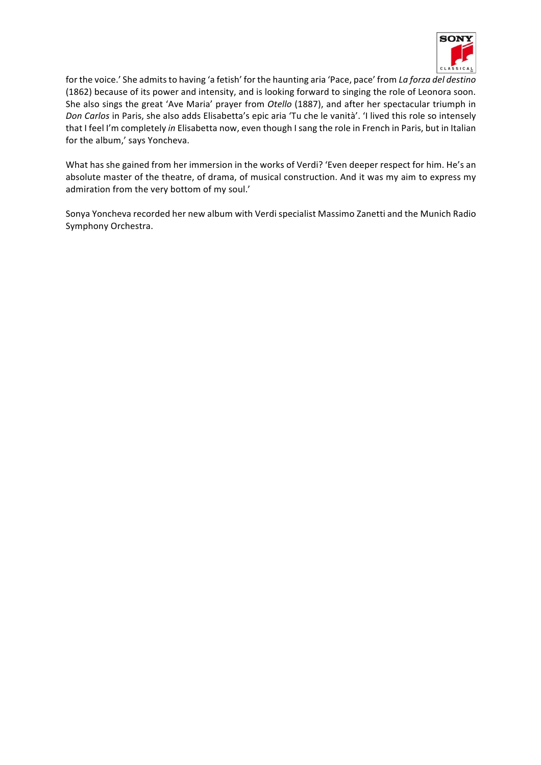for the voice.' She admits to having 'a fetish' for the haunting aria 'Pace, pace' from *La forza del destino* (1862) because of its power and intensity, and is looking forward to singing the role of Leonora soon. She also sings the great 'Ave Maria' prayer from *Otello* (1887), and after her spectacular triumph in *Don Carlos* in Paris, she also adds Elisabetta's epic aria 'Tu che le vanità'. 'I lived this role so intensely that I feel I'm completely *in* Elisabetta now, even though I sang the role in French in Paris, but in Italian for the album,' says Yoncheva.

What has she gained from her immersion in the works of Verdi? 'Even deeper respect for him. He's an absolute master of the theatre, of drama, of musical construction. And it was my aim to express my admiration from the very bottom of my soul.'

Sonya Yoncheva recorded her new album with Verdi specialist Massimo Zanetti and the Munich Radio Symphony Orchestra.